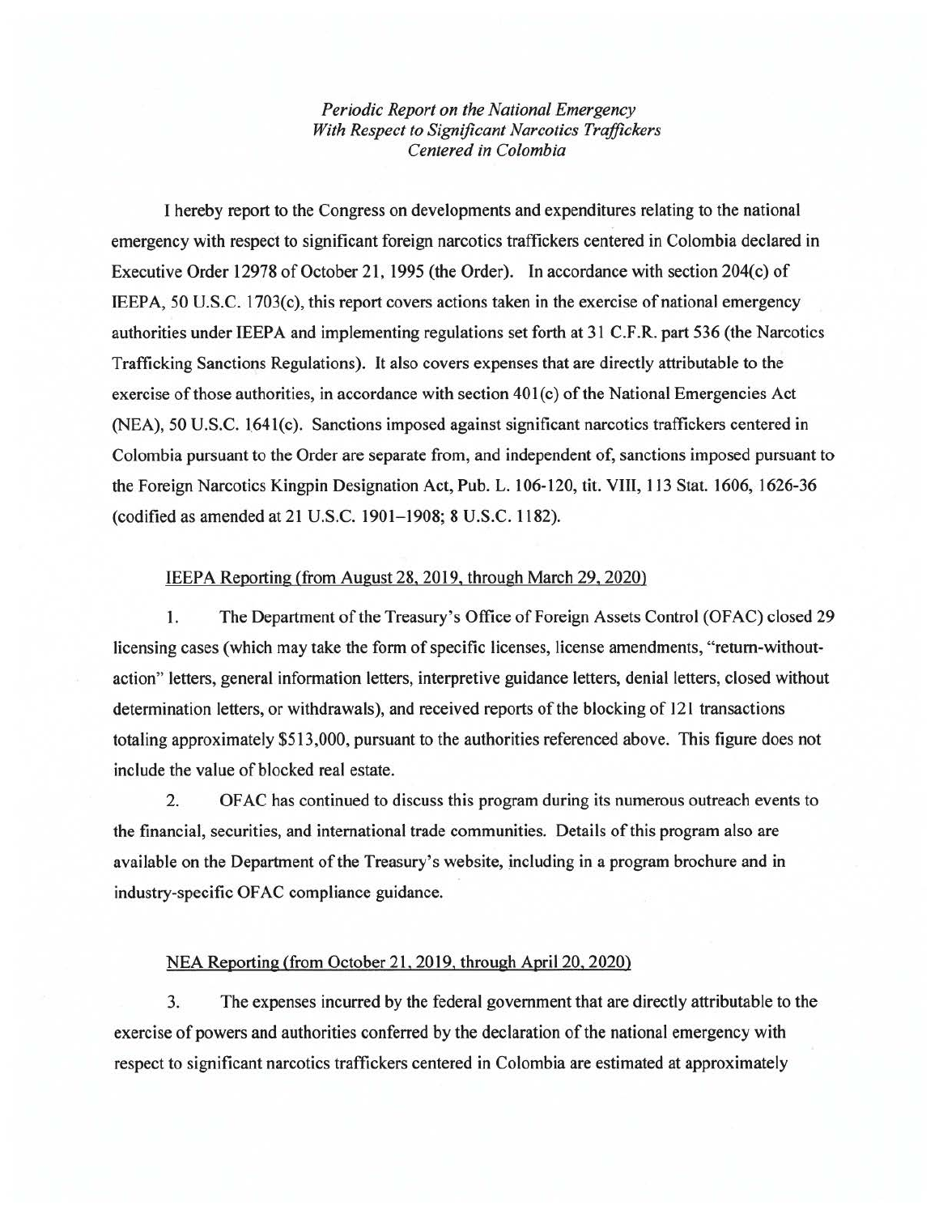*Periodic Report on the National Emergency*
*With Respect to Significant Narcotics Traffickers*
*Centered in Colombia*

I hereby report to the Congress on developments and expenditures relating to the national emergency with respect to significant foreign narcotics traffickers centered in Colombia declared in Executive Order 12978 of October 21, 1995 (the Order). In accordance with section 204(c) of IEEPA, 50 U.S.C. 1703(c), this report covers actions taken in the exercise of national emergency authorities under IEEPA and implementing regulations set forth at 31 C.F.R. part 536 (the Narcotics Trafficking Sanctions Regulations). It also covers expenses that are directly attributable to the exercise of those authorities, in accordance with section 401(c) of the National Emergencies Act (NEA), 50 U.S.C. 1641(c). Sanctions imposed against significant narcotics traffickers centered in Colombia pursuant to the Order are separate from, and independent of, sanctions imposed pursuant to the Foreign Narcotics Kingpin Designation Act, Pub. L. 106-120, tit. VIII, 113 Stat. 1606, 1626-36 (codified as amended at 21 U.S.C. 1901–1908; 8 U.S.C. 1182).

<u>IEEPA Reporting (from August 28, 2019, through March 29, 2020)</u>

1. The Department of the Treasury's Office of Foreign Assets Control (OFAC) closed 29 licensing cases (which may take the form of specific licenses, license amendments, "return-without-action" letters, general information letters, interpretive guidance letters, denial letters, closed without determination letters, or withdrawals), and received reports of the blocking of 121 transactions totaling approximately $513,000, pursuant to the authorities referenced above. This figure does not include the value of blocked real estate.

2. OFAC has continued to discuss this program during its numerous outreach events to the financial, securities, and international trade communities. Details of this program also are available on the Department of the Treasury's website, including in a program brochure and in industry-specific OFAC compliance guidance.

<u>NEA Reporting (from October 21, 2019, through April 20, 2020)</u>

3. The expenses incurred by the federal government that are directly attributable to the exercise of powers and authorities conferred by the declaration of the national emergency with respect to significant narcotics traffickers centered in Colombia are estimated at approximately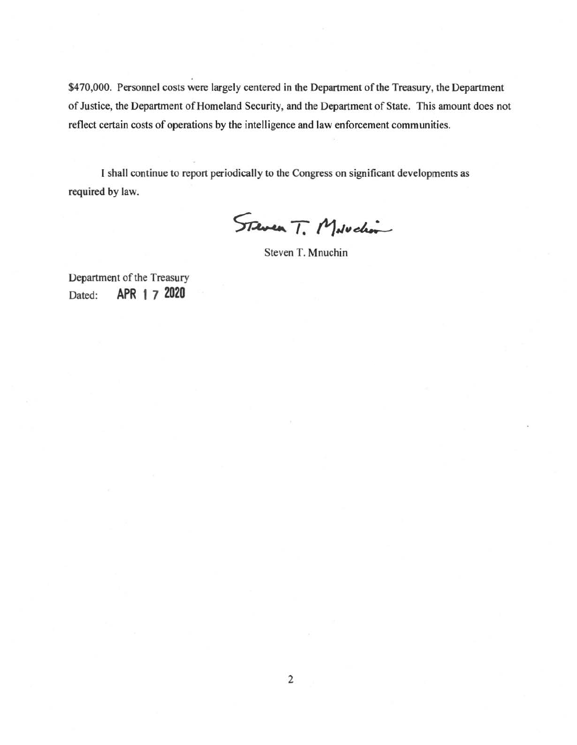$470,000. Personnel costs were largely centered in the Department of the Treasury, the Department of Justice, the Department of Homeland Security, and the Department of State. This amount does not reflect certain costs of operations by the intelligence and law enforcement communities.

I shall continue to report periodically to the Congress on significant developments as required by law.

Steven T. Mnuchin

Steven T. Mnuchin

Department of the Treasury
Dated: **APR 17 2020**